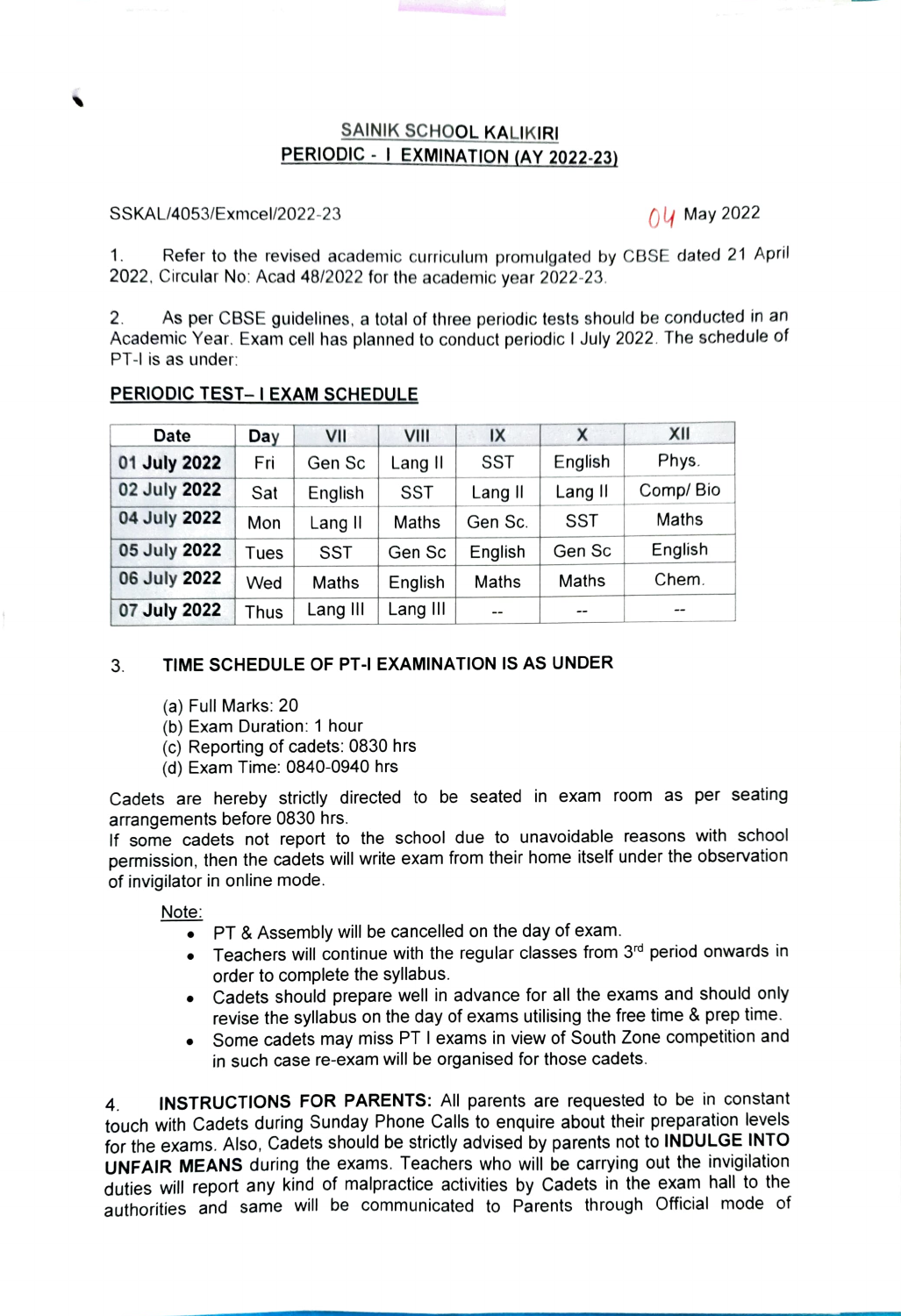# SAINIK SCHOOL KALIKIRI
## PERIODIC - I EXMINATION (AY 2022-23)

SSKAL/4053/Exmcel/2022-23 &nbsp;&nbsp;&nbsp;&nbsp;&nbsp;&nbsp;&nbsp;&nbsp; 04 May 2022

1. Refer to the revised academic curriculum promulgated by CBSE dated 21 April 2022, Circular No: Acad 48/2022 for the academic year 2022-23.

2. As per CBSE guidelines, a total of three periodic tests should be conducted in an Academic Year. Exam cell has planned to conduct periodic I July 2022. The schedule of PT-I is as under:

**PERIODIC TEST– I EXAM SCHEDULE**

| Date | Day | VII | VIII | IX | X | XII |
|---|---|---|---|---|---|---|
| **01 July 2022** | Fri | Gen Sc | Lang II | SST | English | Phys. |
| **02 July 2022** | Sat | English | SST | Lang II | Lang II | Comp/ Bio |
| **04 July 2022** | Mon | Lang II | Maths | Gen Sc. | SST | Maths |
| **05 July 2022** | Tues | SST | Gen Sc | English | Gen Sc | English |
| **06 July 2022** | Wed | Maths | English | Maths | Maths | Chem. |
| **07 July 2022** | Thus | Lang III | Lang III | -- | -- | -- |

3. **TIME SCHEDULE OF PT-I EXAMINATION IS AS UNDER**

(a) Full Marks: 20
(b) Exam Duration: 1 hour
(c) Reporting of cadets: 0830 hrs
(d) Exam Time: 0840-0940 hrs

Cadets are hereby strictly directed to be seated in exam room as per seating arrangements before 0830 hrs.
If some cadets not report to the school due to unavoidable reasons with school permission, then the cadets will write exam from their home itself under the observation of invigilator in online mode.

Note:

- PT & Assembly will be cancelled on the day of exam.
- Teachers will continue with the regular classes from 3rd period onwards in order to complete the syllabus.
- Cadets should prepare well in advance for all the exams and should only revise the syllabus on the day of exams utilising the free time & prep time.
- Some cadets may miss PT I exams in view of South Zone competition and in such case re-exam will be organised for those cadets.

4. **INSTRUCTIONS FOR PARENTS:** All parents are requested to be in constant touch with Cadets during Sunday Phone Calls to enquire about their preparation levels for the exams. Also, Cadets should be strictly advised by parents not to **INDULGE INTO UNFAIR MEANS** during the exams. Teachers who will be carrying out the invigilation duties will report any kind of malpractice activities by Cadets in the exam hall to the authorities and same will be communicated to Parents through Official mode of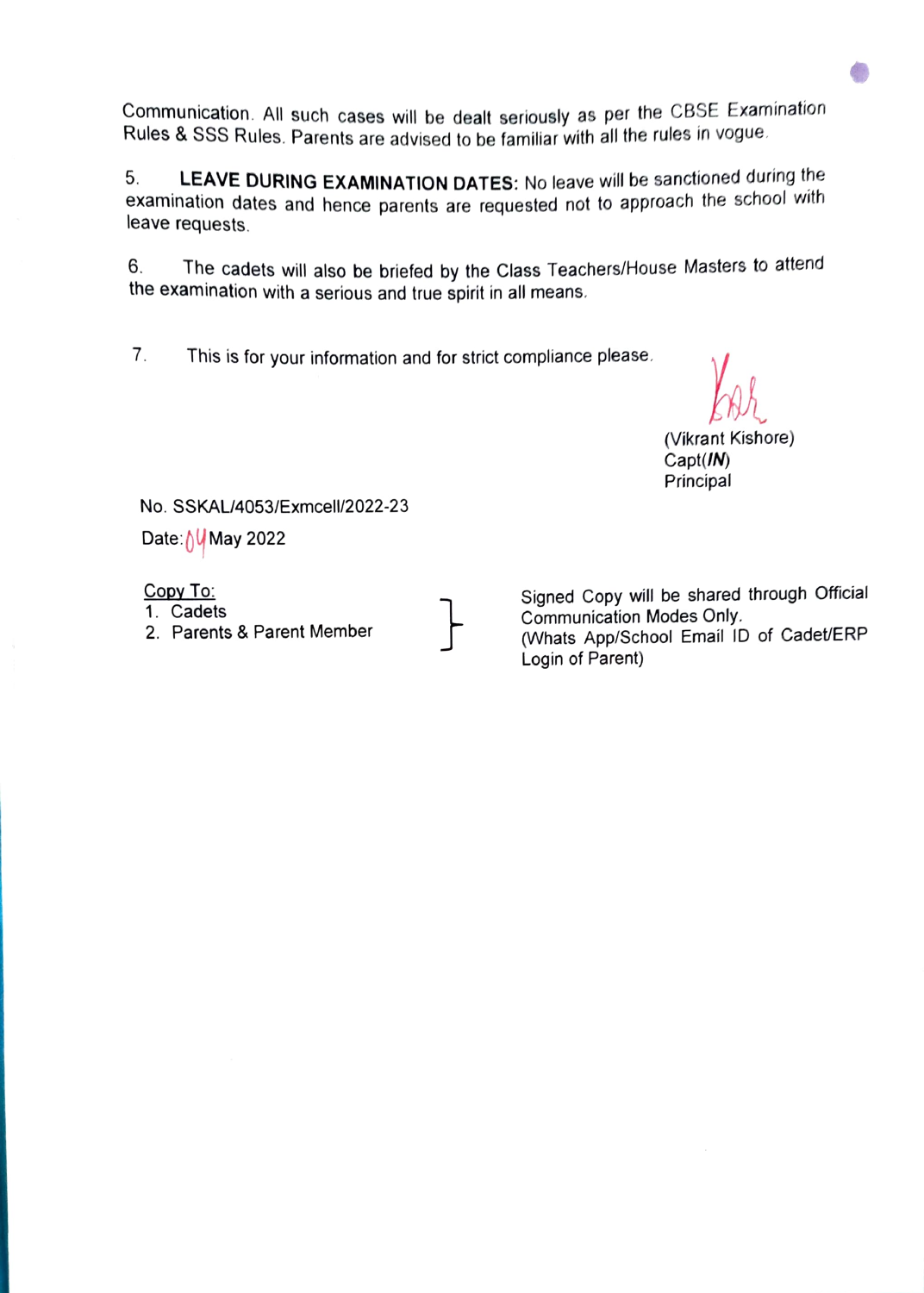Communication. All such cases will be dealt seriously as per the CBSE Examination Rules & SSS Rules. Parents are advised to be familiar with all the rules in vogue.

5. **LEAVE DURING EXAMINATION DATES:** No leave will be sanctioned during the examination dates and hence parents are requested not to approach the school with leave requests.

6. The cadets will also be briefed by the Class Teachers/House Masters to attend the examination with a serious and true spirit in all means.

7. This is for your information and for strict compliance please.

(Vikrant Kishore)
Capt(*IN*)
Principal

No. SSKAL/4053/Exmcell/2022-23

Date: 04 May 2022

Copy To:

1. Cadets
2. Parents & Parent Member

Signed Copy will be shared through Official Communication Modes Only. (Whats App/School Email ID of Cadet/ERP Login of Parent)